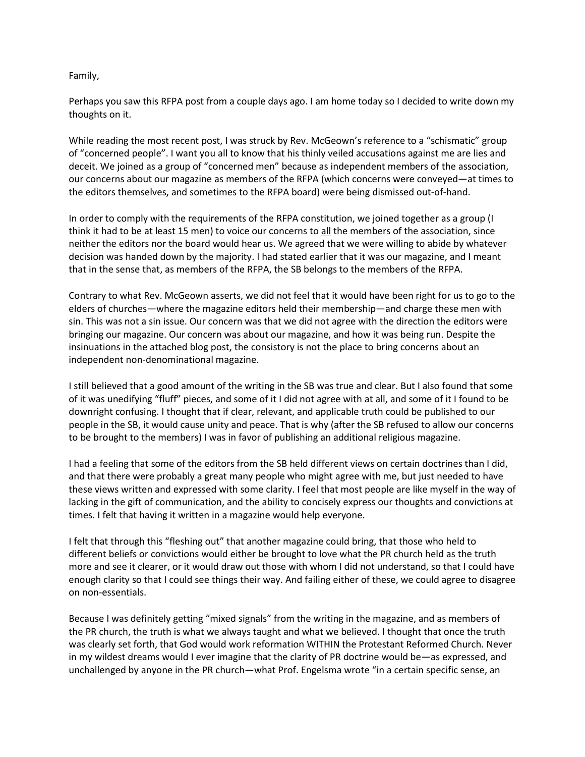Family,

Perhaps you saw this RFPA post from a couple days ago. I am home today so I decided to write down my thoughts on it.

While reading the most recent post, I was struck by Rev. McGeown's reference to a "schismatic" group of "concerned people". I want you all to know that his thinly veiled accusations against me are lies and deceit. We joined as a group of "concerned men" because as independent members of the association, our concerns about our magazine as members of the RFPA (which concerns were conveyed—at times to the editors themselves, and sometimes to the RFPA board) were being dismissed out-of-hand.

In order to comply with the requirements of the RFPA constitution, we joined together as a group (I think it had to be at least 15 men) to voice our concerns to <u>all</u> the members of the association, since neither the editors nor the board would hear us. We agreed that we were willing to abide by whatever decision was handed down by the majority. I had stated earlier that it was our magazine, and I meant that in the sense that, as members of the RFPA, the SB belongs to the members of the RFPA.

Contrary to what Rev. McGeown asserts, we did not feel that it would have been right for us to go to the elders of churches—where the magazine editors held their membership—and charge these men with sin. This was not a sin issue. Our concern was that we did not agree with the direction the editors were bringing our magazine. Our concern was about our magazine, and how it was being run. Despite the insinuations in the attached blog post, the consistory is not the place to bring concerns about an independent non-denominational magazine.

I still believed that a good amount of the writing in the SB was true and clear. But I also found that some of it was unedifying "fluff" pieces, and some of it I did not agree with at all, and some of it I found to be downright confusing. I thought that if clear, relevant, and applicable truth could be published to our people in the SB, it would cause unity and peace. That is why (after the SB refused to allow our concerns to be brought to the members) I was in favor of publishing an additional religious magazine.

I had a feeling that some of the editors from the SB held different views on certain doctrines than I did, and that there were probably a great many people who might agree with me, but just needed to have these views written and expressed with some clarity. I feel that most people are like myself in the way of lacking in the gift of communication, and the ability to concisely express our thoughts and convictions at times. I felt that having it written in a magazine would help everyone.

I felt that through this "fleshing out" that another magazine could bring, that those who held to different beliefs or convictions would either be brought to love what the PR church held as the truth more and see it clearer, or it would draw out those with whom I did not understand, so that I could have enough clarity so that I could see things their way. And failing either of these, we could agree to disagree on non-essentials.

Because I was definitely getting "mixed signals" from the writing in the magazine, and as members of the PR church, the truth is what we always taught and what we believed. I thought that once the truth was clearly set forth, that God would work reformation WITHIN the Protestant Reformed Church. Never in my wildest dreams would I ever imagine that the clarity of PR doctrine would be—as expressed, and unchallenged by anyone in the PR church—what Prof. Engelsma wrote "in a certain specific sense, an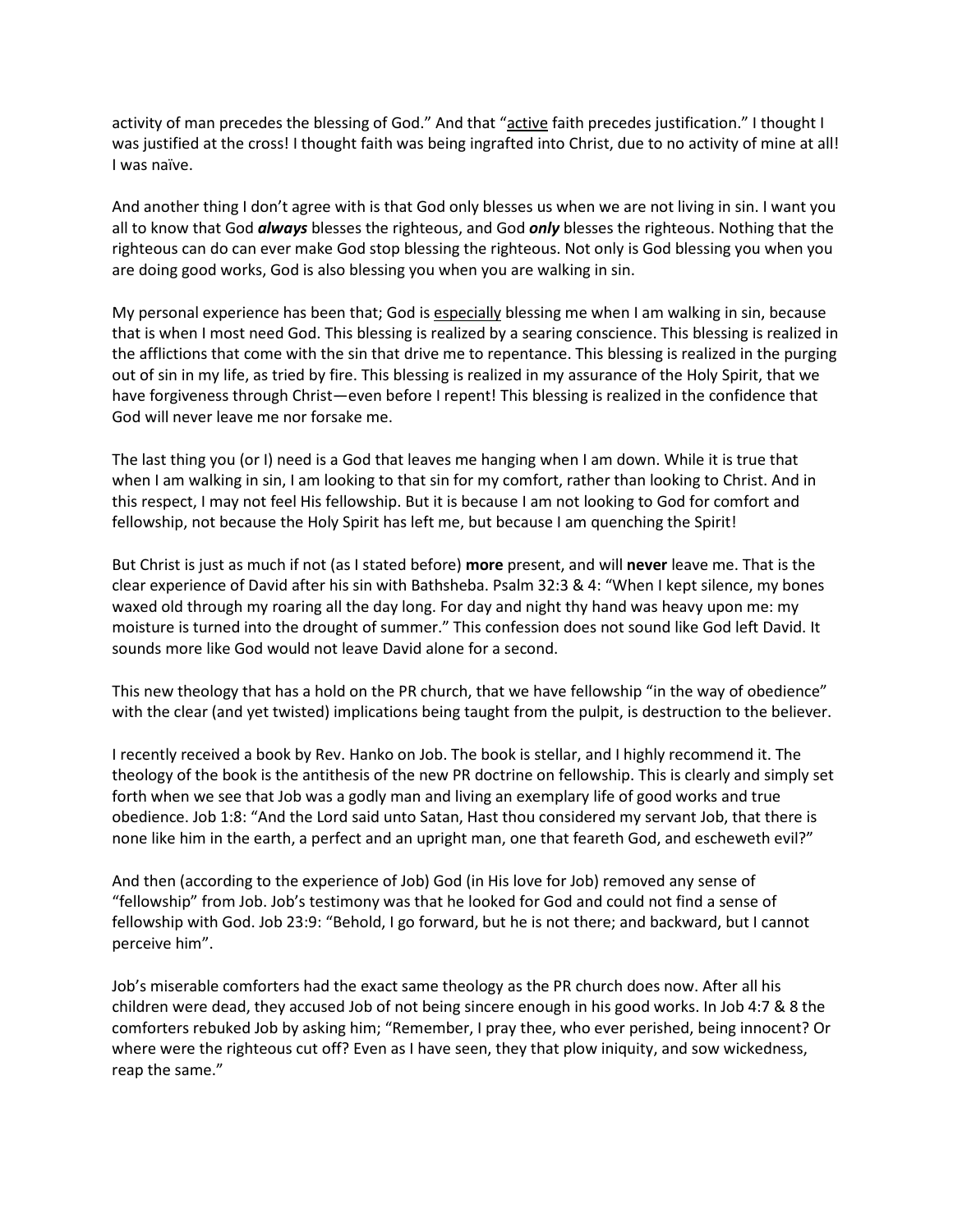activity of man precedes the blessing of God." And that "<u>active</u> faith precedes justification." I thought I was justified at the cross! I thought faith was being ingrafted into Christ, due to no activity of mine at all! I was naïve.

And another thing I don't agree with is that God only blesses us when we are not living in sin. I want you all to know that God ***always*** blesses the righteous, and God ***only*** blesses the righteous. Nothing that the righteous can do can ever make God stop blessing the righteous. Not only is God blessing you when you are doing good works, God is also blessing you when you are walking in sin.

My personal experience has been that; God is <u>especially</u> blessing me when I am walking in sin, because that is when I most need God. This blessing is realized by a searing conscience. This blessing is realized in the afflictions that come with the sin that drive me to repentance. This blessing is realized in the purging out of sin in my life, as tried by fire. This blessing is realized in my assurance of the Holy Spirit, that we have forgiveness through Christ—even before I repent! This blessing is realized in the confidence that God will never leave me nor forsake me.

The last thing you (or I) need is a God that leaves me hanging when I am down. While it is true that when I am walking in sin, I am looking to that sin for my comfort, rather than looking to Christ. And in this respect, I may not feel His fellowship. But it is because I am not looking to God for comfort and fellowship, not because the Holy Spirit has left me, but because I am quenching the Spirit!

But Christ is just as much if not (as I stated before) **more** present, and will **never** leave me. That is the clear experience of David after his sin with Bathsheba. Psalm 32:3 & 4: "When I kept silence, my bones waxed old through my roaring all the day long. For day and night thy hand was heavy upon me: my moisture is turned into the drought of summer." This confession does not sound like God left David. It sounds more like God would not leave David alone for a second.

This new theology that has a hold on the PR church, that we have fellowship "in the way of obedience" with the clear (and yet twisted) implications being taught from the pulpit, is destruction to the believer.

I recently received a book by Rev. Hanko on Job. The book is stellar, and I highly recommend it. The theology of the book is the antithesis of the new PR doctrine on fellowship. This is clearly and simply set forth when we see that Job was a godly man and living an exemplary life of good works and true obedience. Job 1:8: "And the Lord said unto Satan, Hast thou considered my servant Job, that there is none like him in the earth, a perfect and an upright man, one that feareth God, and escheweth evil?"

And then (according to the experience of Job) God (in His love for Job) removed any sense of "fellowship" from Job. Job's testimony was that he looked for God and could not find a sense of fellowship with God. Job 23:9: "Behold, I go forward, but he is not there; and backward, but I cannot perceive him".

Job's miserable comforters had the exact same theology as the PR church does now. After all his children were dead, they accused Job of not being sincere enough in his good works. In Job 4:7 & 8 the comforters rebuked Job by asking him; "Remember, I pray thee, who ever perished, being innocent? Or where were the righteous cut off? Even as I have seen, they that plow iniquity, and sow wickedness, reap the same."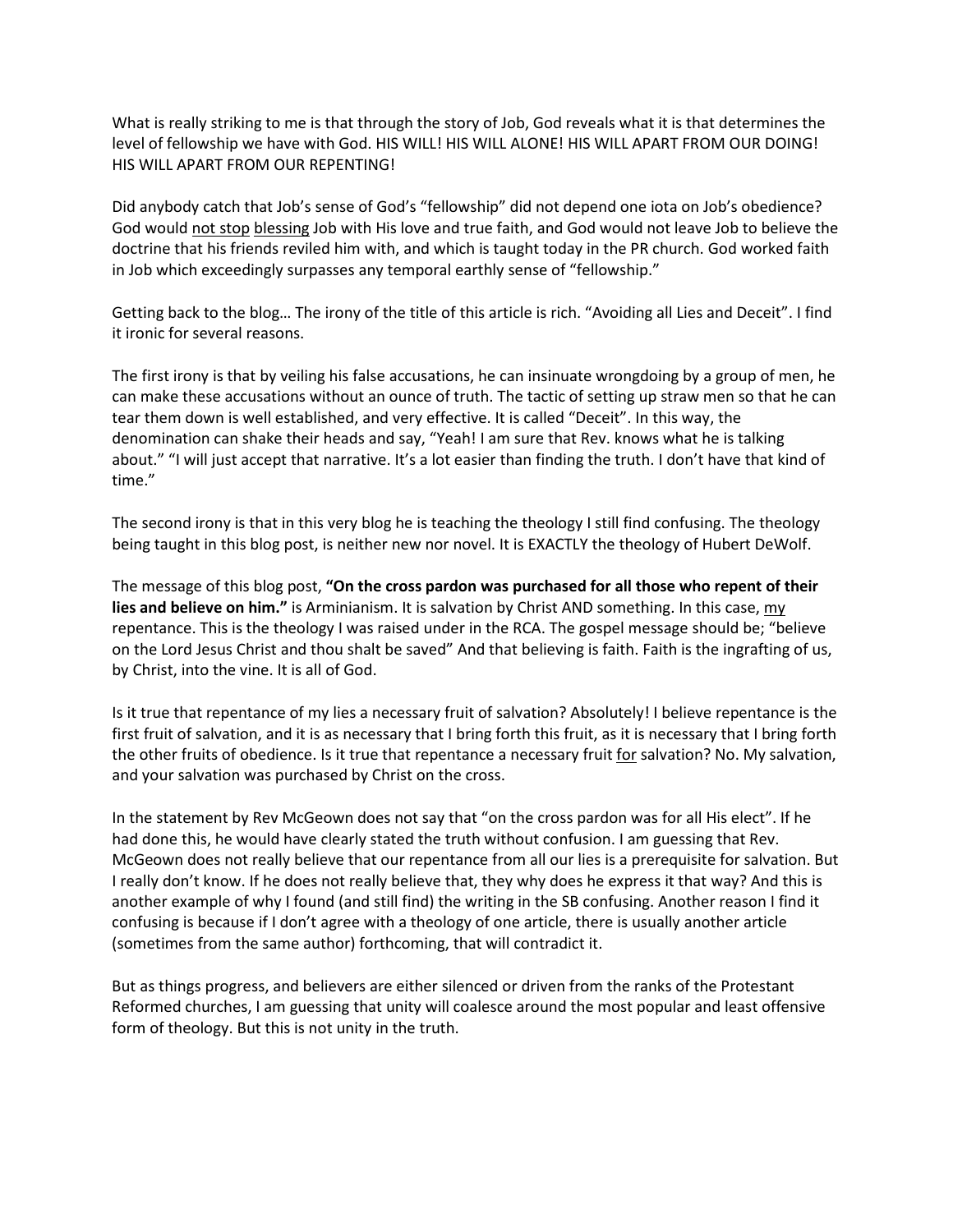What is really striking to me is that through the story of Job, God reveals what it is that determines the level of fellowship we have with God. HIS WILL! HIS WILL ALONE! HIS WILL APART FROM OUR DOING! HIS WILL APART FROM OUR REPENTING!

Did anybody catch that Job's sense of God's "fellowship" did not depend one iota on Job's obedience? God would <u>not stop</u> <u>blessing</u> Job with His love and true faith, and God would not leave Job to believe the doctrine that his friends reviled him with, and which is taught today in the PR church. God worked faith in Job which exceedingly surpasses any temporal earthly sense of "fellowship."

Getting back to the blog… The irony of the title of this article is rich. "Avoiding all Lies and Deceit". I find it ironic for several reasons.

The first irony is that by veiling his false accusations, he can insinuate wrongdoing by a group of men, he can make these accusations without an ounce of truth. The tactic of setting up straw men so that he can tear them down is well established, and very effective. It is called "Deceit". In this way, the denomination can shake their heads and say, "Yeah! I am sure that Rev. knows what he is talking about." "I will just accept that narrative. It's a lot easier than finding the truth. I don't have that kind of time."

The second irony is that in this very blog he is teaching the theology I still find confusing. The theology being taught in this blog post, is neither new nor novel. It is EXACTLY the theology of Hubert DeWolf.

The message of this blog post, **"On the cross pardon was purchased for all those who repent of their lies and believe on him."** is Arminianism. It is salvation by Christ AND something. In this case, <u>my</u> repentance. This is the theology I was raised under in the RCA. The gospel message should be; "believe on the Lord Jesus Christ and thou shalt be saved" And that believing is faith. Faith is the ingrafting of us, by Christ, into the vine. It is all of God.

Is it true that repentance of my lies a necessary fruit of salvation? Absolutely! I believe repentance is the first fruit of salvation, and it is as necessary that I bring forth this fruit, as it is necessary that I bring forth the other fruits of obedience. Is it true that repentance a necessary fruit <u>for</u> salvation? No. My salvation, and your salvation was purchased by Christ on the cross.

In the statement by Rev McGeown does not say that "on the cross pardon was for all His elect". If he had done this, he would have clearly stated the truth without confusion. I am guessing that Rev. McGeown does not really believe that our repentance from all our lies is a prerequisite for salvation. But I really don't know. If he does not really believe that, they why does he express it that way? And this is another example of why I found (and still find) the writing in the SB confusing. Another reason I find it confusing is because if I don't agree with a theology of one article, there is usually another article (sometimes from the same author) forthcoming, that will contradict it.

But as things progress, and believers are either silenced or driven from the ranks of the Protestant Reformed churches, I am guessing that unity will coalesce around the most popular and least offensive form of theology. But this is not unity in the truth.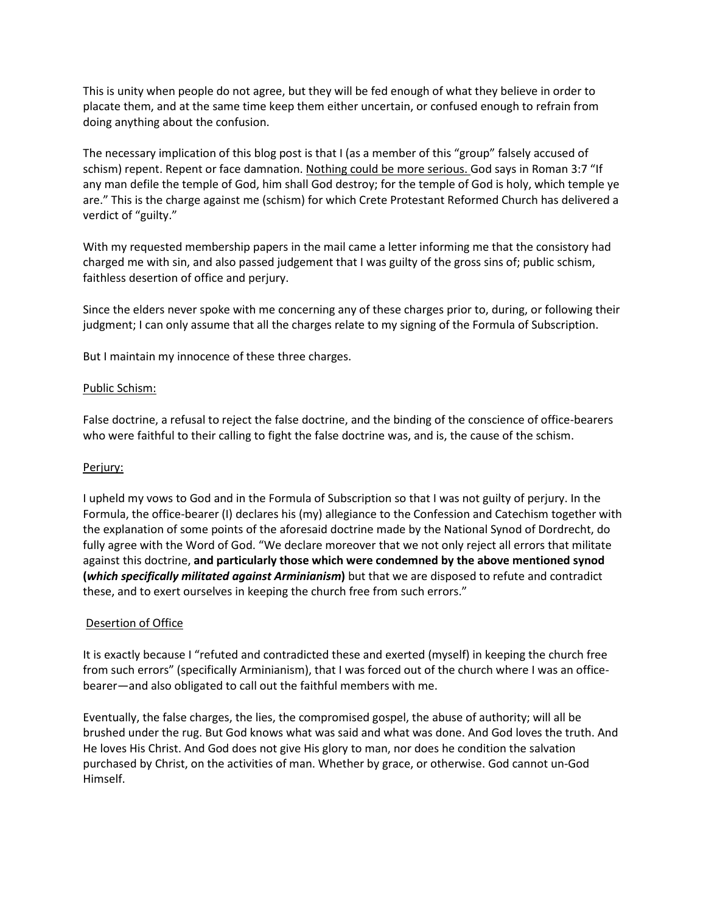This is unity when people do not agree, but they will be fed enough of what they believe in order to placate them, and at the same time keep them either uncertain, or confused enough to refrain from doing anything about the confusion.

The necessary implication of this blog post is that I (as a member of this "group" falsely accused of schism) repent. Repent or face damnation. Nothing could be more serious. God says in Roman 3:7 "If any man defile the temple of God, him shall God destroy; for the temple of God is holy, which temple ye are." This is the charge against me (schism) for which Crete Protestant Reformed Church has delivered a verdict of "guilty."

With my requested membership papers in the mail came a letter informing me that the consistory had charged me with sin, and also passed judgement that I was guilty of the gross sins of; public schism, faithless desertion of office and perjury.

Since the elders never spoke with me concerning any of these charges prior to, during, or following their judgment; I can only assume that all the charges relate to my signing of the Formula of Subscription.

But I maintain my innocence of these three charges.

Public Schism:

False doctrine, a refusal to reject the false doctrine, and the binding of the conscience of office-bearers who were faithful to their calling to fight the false doctrine was, and is, the cause of the schism.

Perjury:

I upheld my vows to God and in the Formula of Subscription so that I was not guilty of perjury. In the Formula, the office-bearer (I) declares his (my) allegiance to the Confession and Catechism together with the explanation of some points of the aforesaid doctrine made by the National Synod of Dordrecht, do fully agree with the Word of God. "We declare moreover that we not only reject all errors that militate against this doctrine, **and particularly those which were condemned by the above mentioned synod (*which specifically militated against Arminianism*)** but that we are disposed to refute and contradict these, and to exert ourselves in keeping the church free from such errors."

Desertion of Office

It is exactly because I "refuted and contradicted these and exerted (myself) in keeping the church free from such errors" (specifically Arminianism), that I was forced out of the church where I was an office-bearer—and also obligated to call out the faithful members with me.

Eventually, the false charges, the lies, the compromised gospel, the abuse of authority; will all be brushed under the rug. But God knows what was said and what was done. And God loves the truth. And He loves His Christ. And God does not give His glory to man, nor does he condition the salvation purchased by Christ, on the activities of man. Whether by grace, or otherwise. God cannot un-God Himself.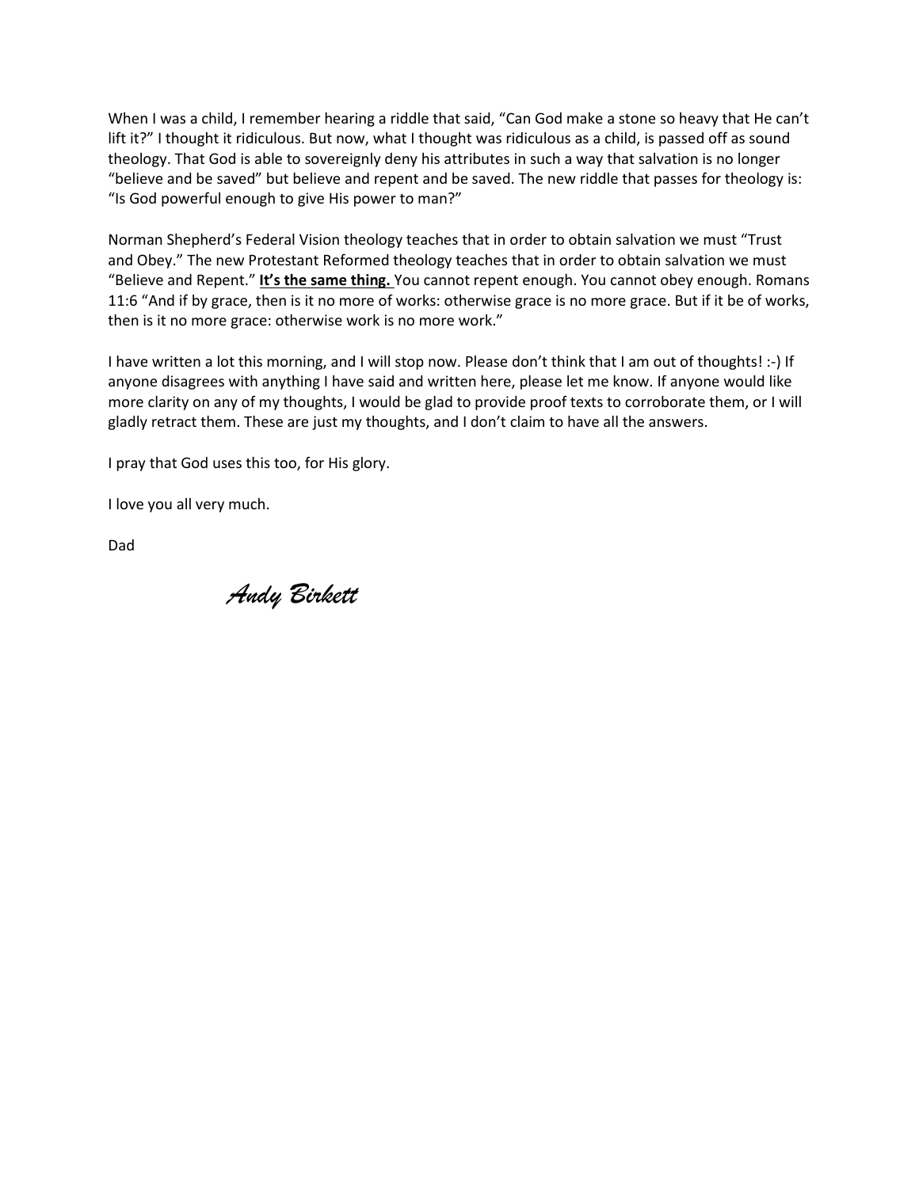When I was a child, I remember hearing a riddle that said, "Can God make a stone so heavy that He can't lift it?" I thought it ridiculous. But now, what I thought was ridiculous as a child, is passed off as sound theology. That God is able to sovereignly deny his attributes in such a way that salvation is no longer "believe and be saved" but believe and repent and be saved. The new riddle that passes for theology is: "Is God powerful enough to give His power to man?"

Norman Shepherd's Federal Vision theology teaches that in order to obtain salvation we must "Trust and Obey." The new Protestant Reformed theology teaches that in order to obtain salvation we must "Believe and Repent." <u>**It's the same thing.**</u> You cannot repent enough. You cannot obey enough. Romans 11:6 "And if by grace, then is it no more of works: otherwise grace is no more grace. But if it be of works, then is it no more grace: otherwise work is no more work."

I have written a lot this morning, and I will stop now. Please don't think that I am out of thoughts! :-) If anyone disagrees with anything I have said and written here, please let me know. If anyone would like more clarity on any of my thoughts, I would be glad to provide proof texts to corroborate them, or I will gladly retract them. These are just my thoughts, and I don't claim to have all the answers.

I pray that God uses this too, for His glory.

I love you all very much.

Dad

*Andy Birkett*